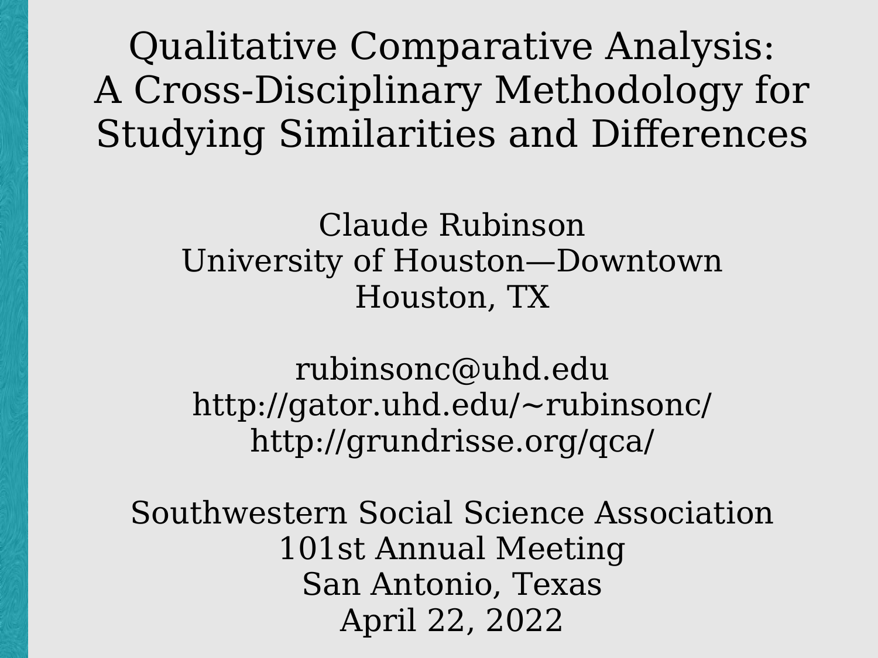# Qualitative Comparative Analysis: A Cross-Disciplinary Methodology for Studying Similarities and Differences

Claude Rubinson
University of Houston—Downtown
Houston, TX

rubinsonc@uhd.edu
http://gator.uhd.edu/~rubinsonc/
http://grundrisse.org/qca/

Southwestern Social Science Association
101st Annual Meeting
San Antonio, Texas
April 22, 2022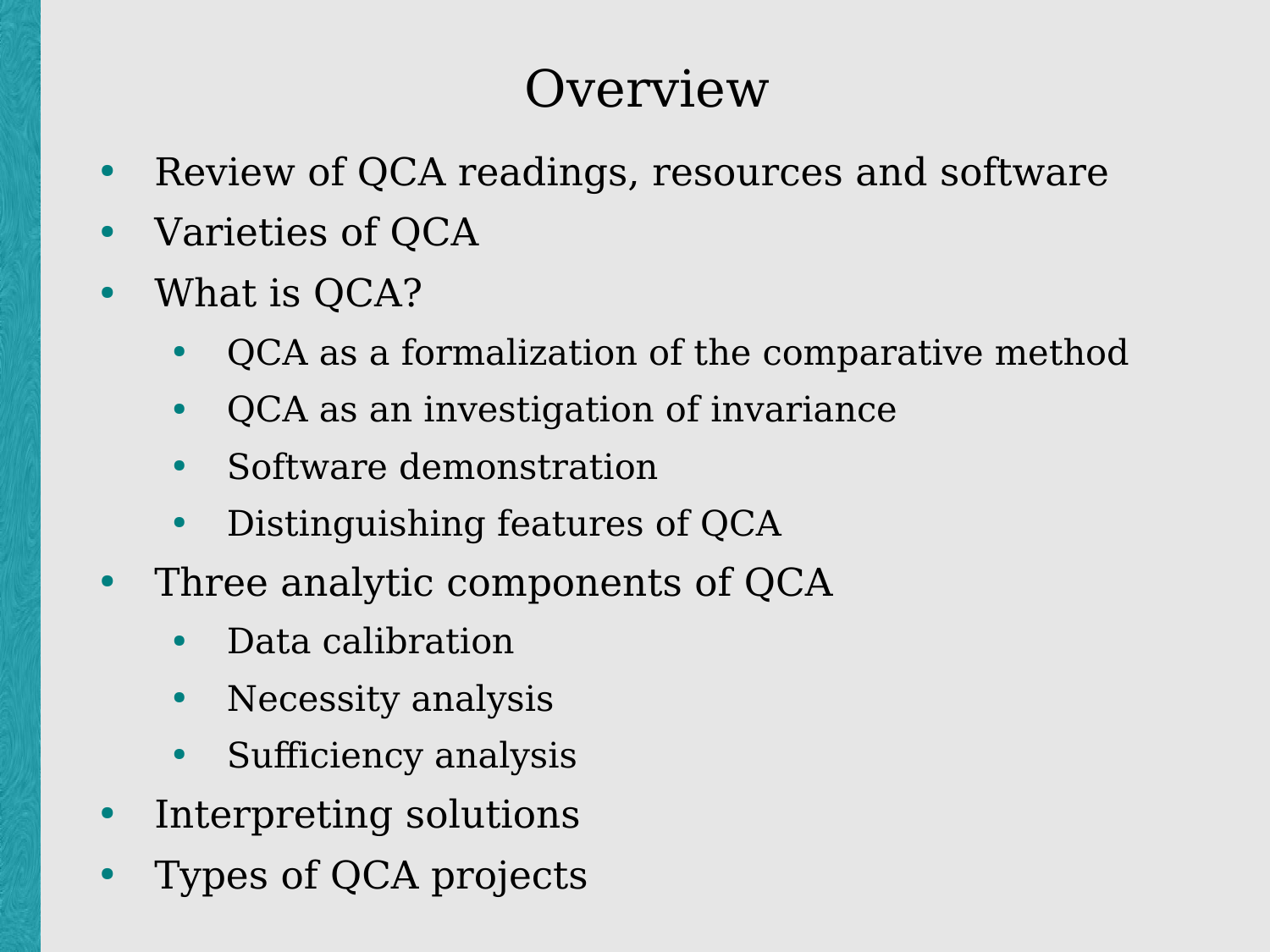# Overview

- Review of QCA readings, resources and software
- Varieties of QCA
- What is QCA?
  - QCA as a formalization of the comparative method
  - QCA as an investigation of invariance
  - Software demonstration
  - Distinguishing features of QCA
- Three analytic components of QCA
  - Data calibration
  - Necessity analysis
  - Sufficiency analysis
- Interpreting solutions
- Types of QCA projects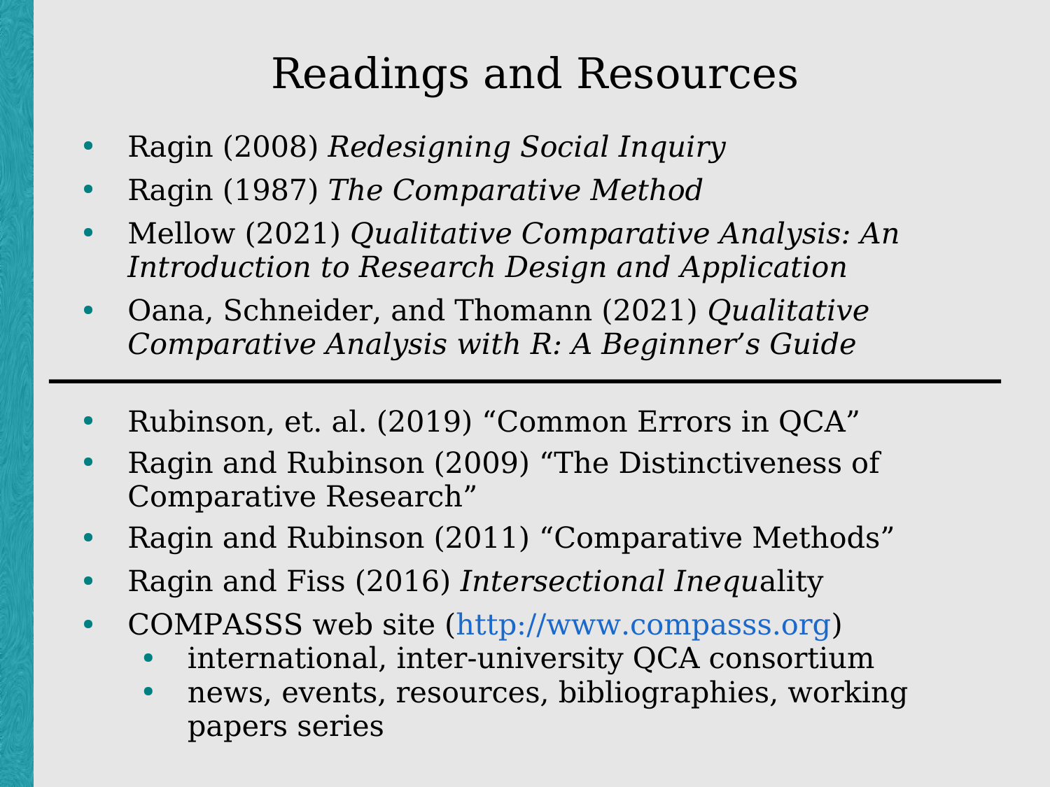# Readings and Resources

- Ragin (2008) *Redesigning Social Inquiry*
- Ragin (1987) *The Comparative Method*
- Mellow (2021) *Qualitative Comparative Analysis: An Introduction to Research Design and Application*
- Oana, Schneider, and Thomann (2021) *Qualitative Comparative Analysis with R: A Beginner's Guide*

---

- Rubinson, et. al. (2019) "Common Errors in QCA"
- Ragin and Rubinson (2009) "The Distinctiveness of Comparative Research"
- Ragin and Rubinson (2011) "Comparative Methods"
- Ragin and Fiss (2016) *Intersectional Inequality*
- COMPASSS web site (http://www.compasss.org)
  - international, inter-university QCA consortium
  - news, events, resources, bibliographies, working papers series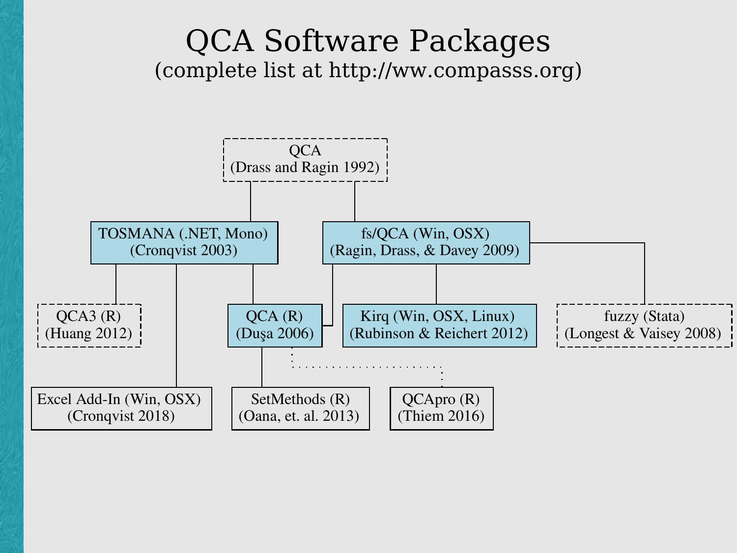# QCA Software Packages

(complete list at http://ww.compasss.org)

- QCA (Drass and Ragin 1992)
  - TOSMANA (.NET, Mono) (Cronqvist 2003)
    - QCA3 (R) (Huang 2012)
    - Excel Add-In (Win, OSX) (Cronqvist 2018)
    - QCA (R) (Duşa 2006)
  - fs/QCA (Win, OSX) (Ragin, Drass, & Davey 2009)
    - QCA (R) (Duşa 2006)
    - Kirq (Win, OSX, Linux) (Rubinson & Reichert 2012)
    - fuzzy (Stata) (Longest & Vaisey 2008)

- QCA (R) (Duşa 2006)
  - SetMethods (R) (Oana, et. al. 2013)
  - QCApro (R) (Thiem 2016)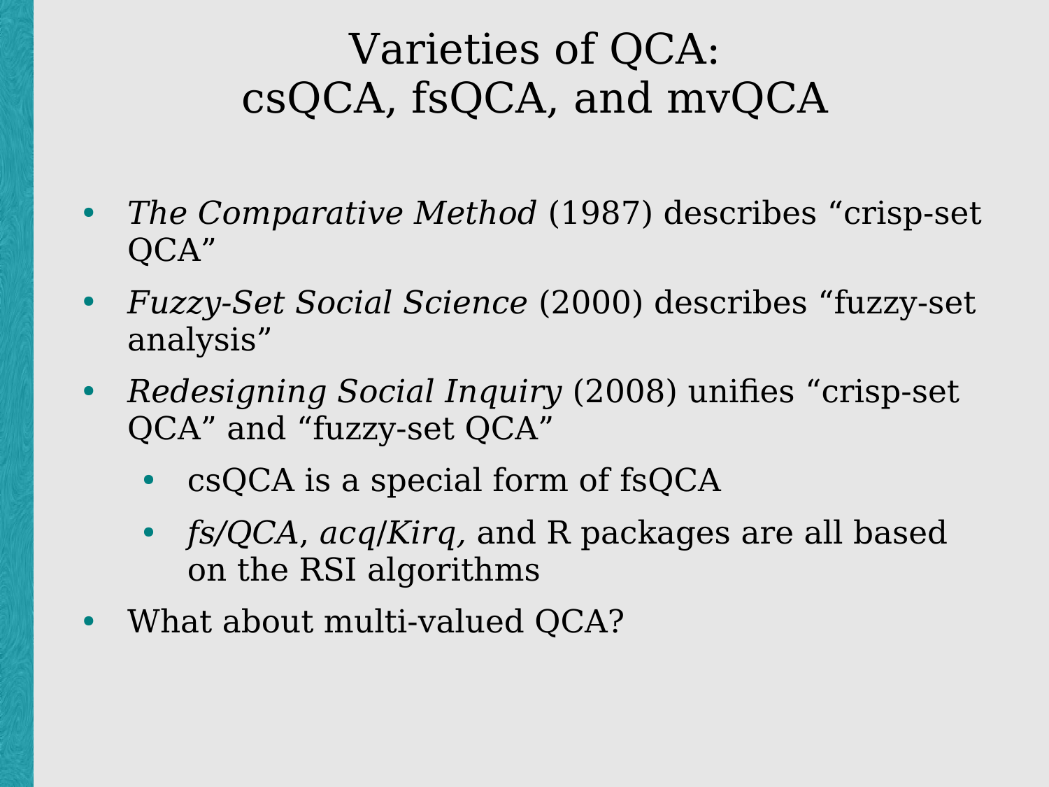# Varieties of QCA: csQCA, fsQCA, and mvQCA

- *The Comparative Method* (1987) describes "crisp-set QCA"
- *Fuzzy-Set Social Science* (2000) describes "fuzzy-set analysis"
- *Redesigning Social Inquiry* (2008) unifies "crisp-set QCA" and "fuzzy-set QCA"
  - csQCA is a special form of fsQCA
  - *fs/QCA, acq/Kirq,* and R packages are all based on the RSI algorithms
- What about multi-valued QCA?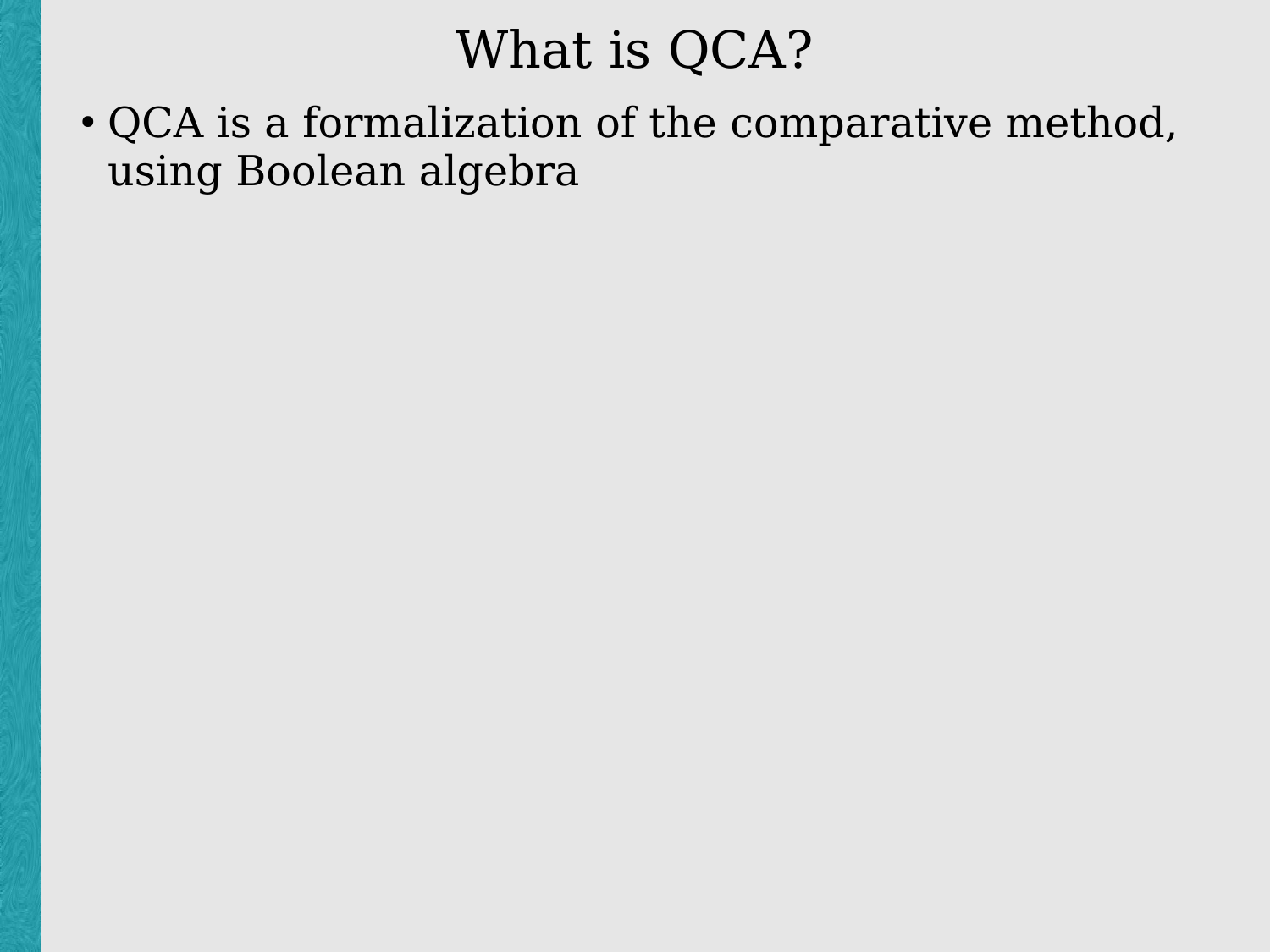# What is QCA?

- QCA is a formalization of the comparative method, using Boolean algebra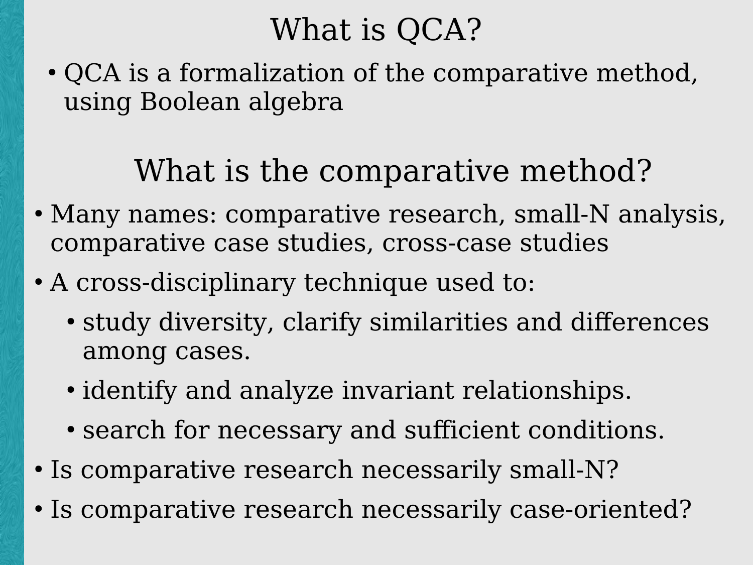# What is QCA?

- QCA is a formalization of the comparative method, using Boolean algebra

# What is the comparative method?

- Many names: comparative research, small-N analysis, comparative case studies, cross-case studies
- A cross-disciplinary technique used to:
  - study diversity, clarify similarities and differences among cases.
  - identify and analyze invariant relationships.
  - search for necessary and sufficient conditions.
- Is comparative research necessarily small-N?
- Is comparative research necessarily case-oriented?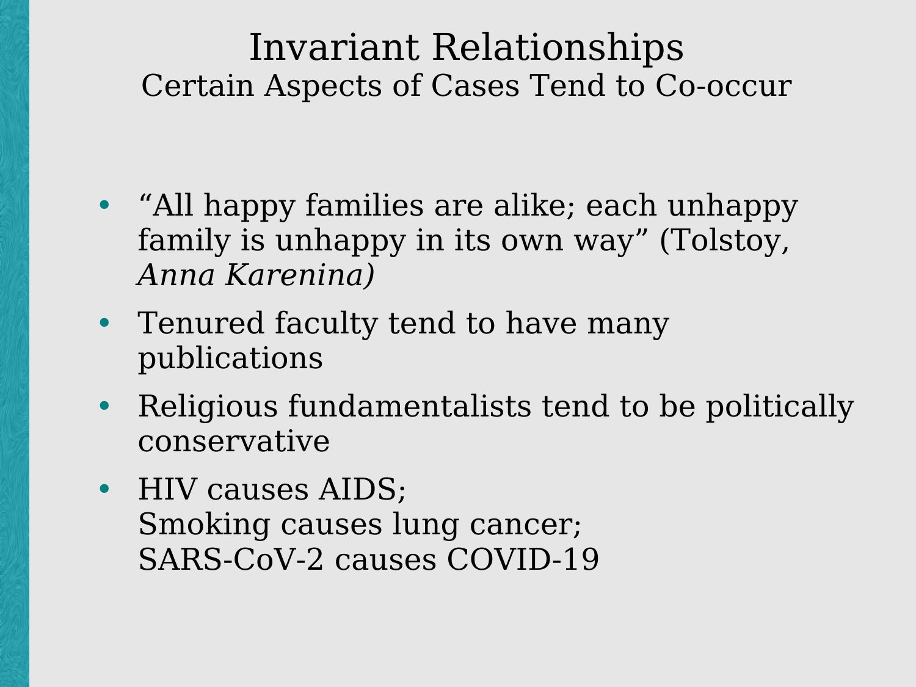# Invariant Relationships

## Certain Aspects of Cases Tend to Co-occur

- "All happy families are alike; each unhappy family is unhappy in its own way" (Tolstoy, *Anna Karenina)*
- Tenured faculty tend to have many publications
- Religious fundamentalists tend to be politically conservative
- HIV causes AIDS;
  Smoking causes lung cancer;
  SARS-CoV-2 causes COVID-19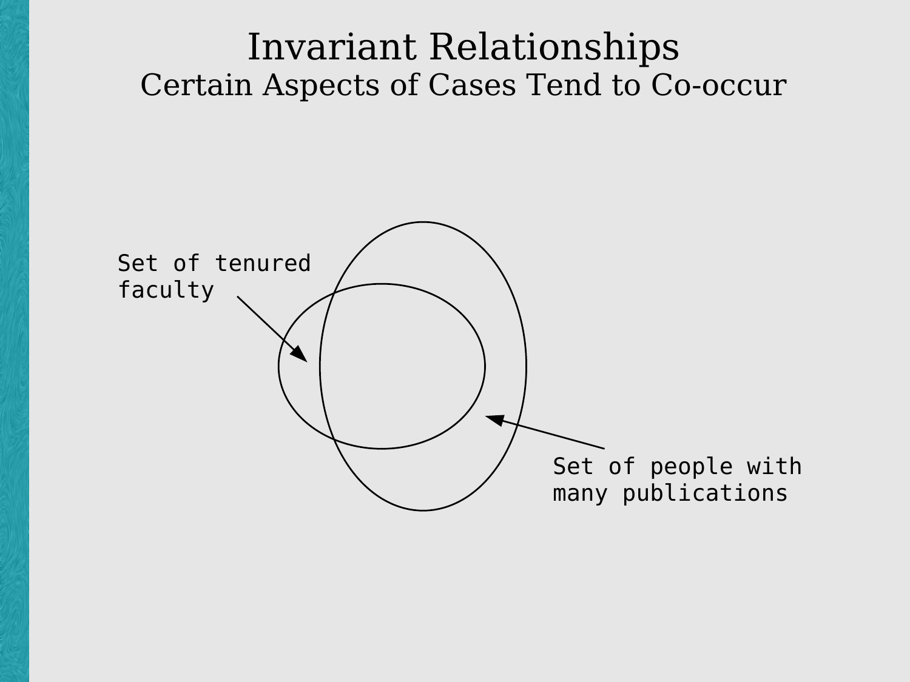# Invariant Relationships

## Certain Aspects of Cases Tend to Co-occur

Set of tenured faculty

Set of people with many publications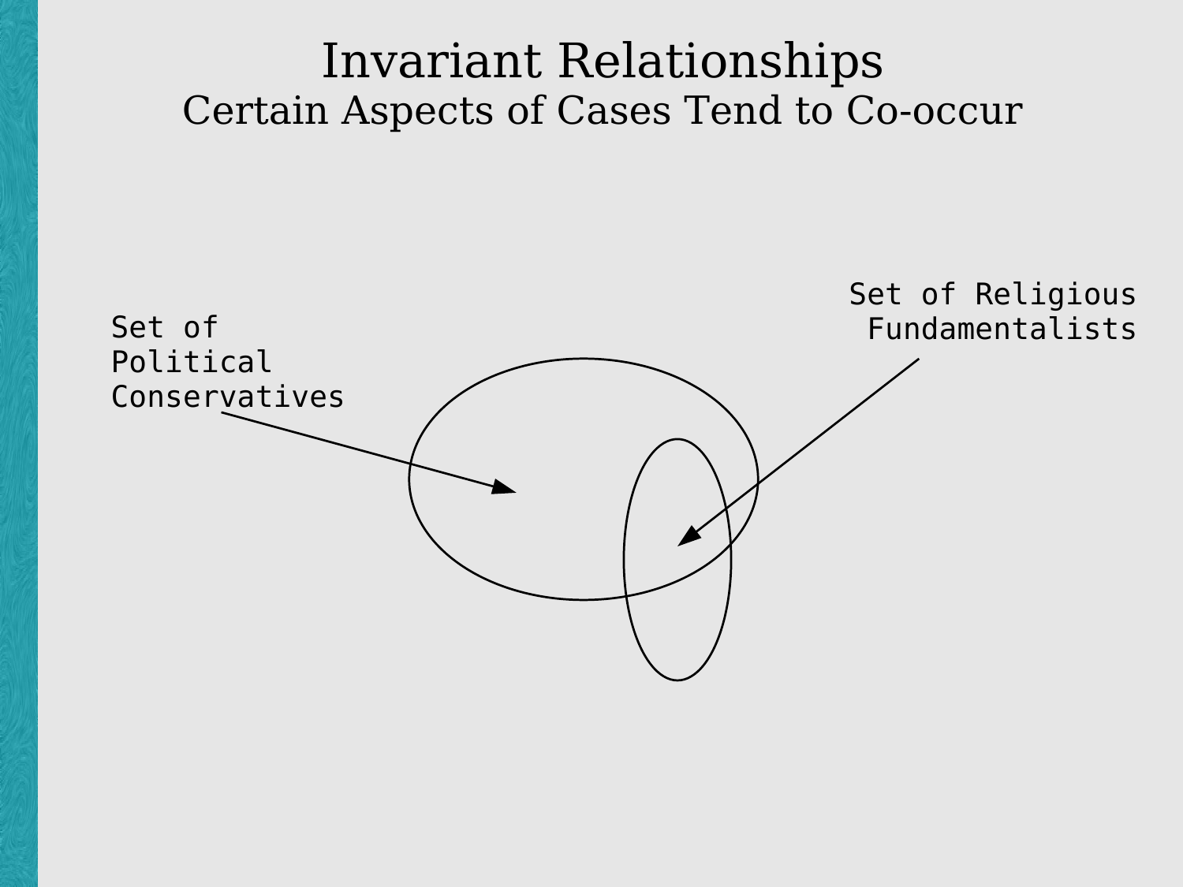# Invariant Relationships

## Certain Aspects of Cases Tend to Co-occur

Set of Political Conservatives

Set of Religious Fundamentalists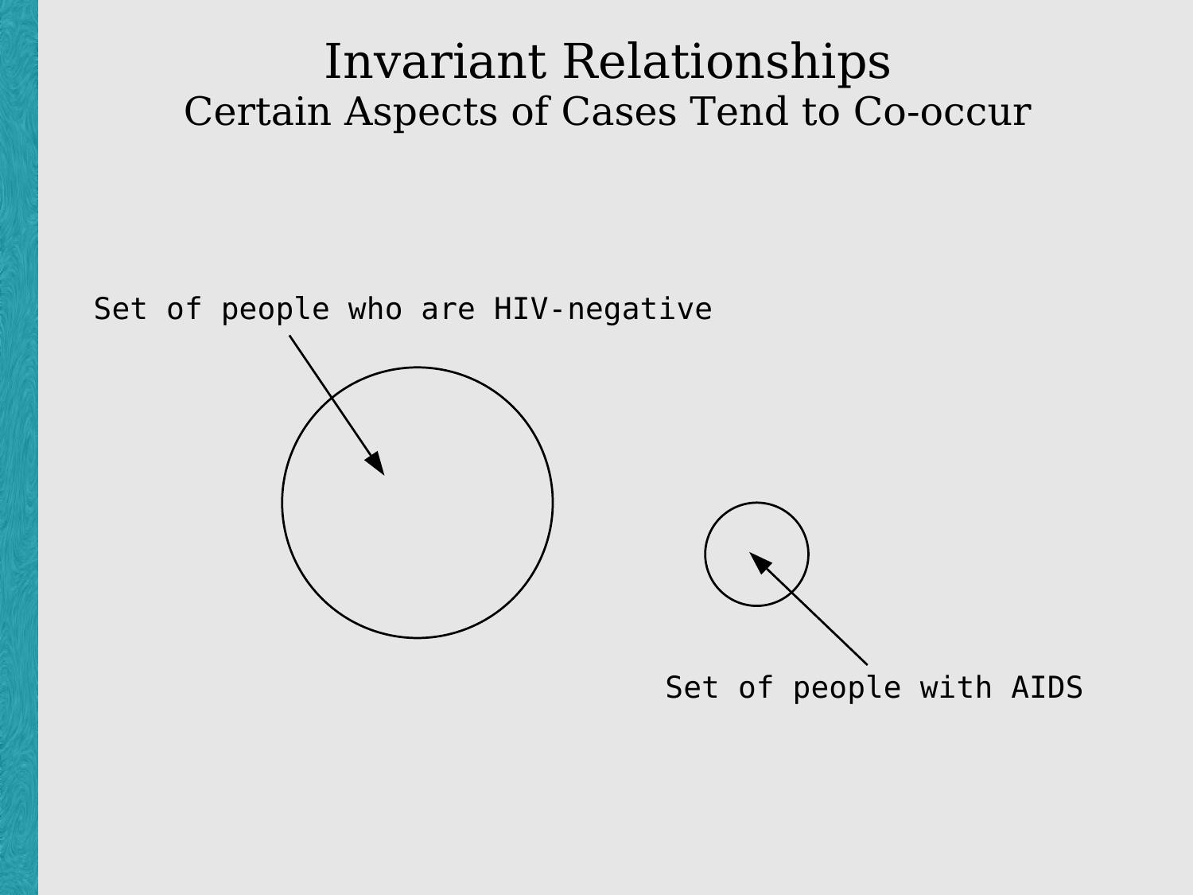# Invariant Relationships

## Certain Aspects of Cases Tend to Co-occur

Set of people who are HIV-negative

Set of people with AIDS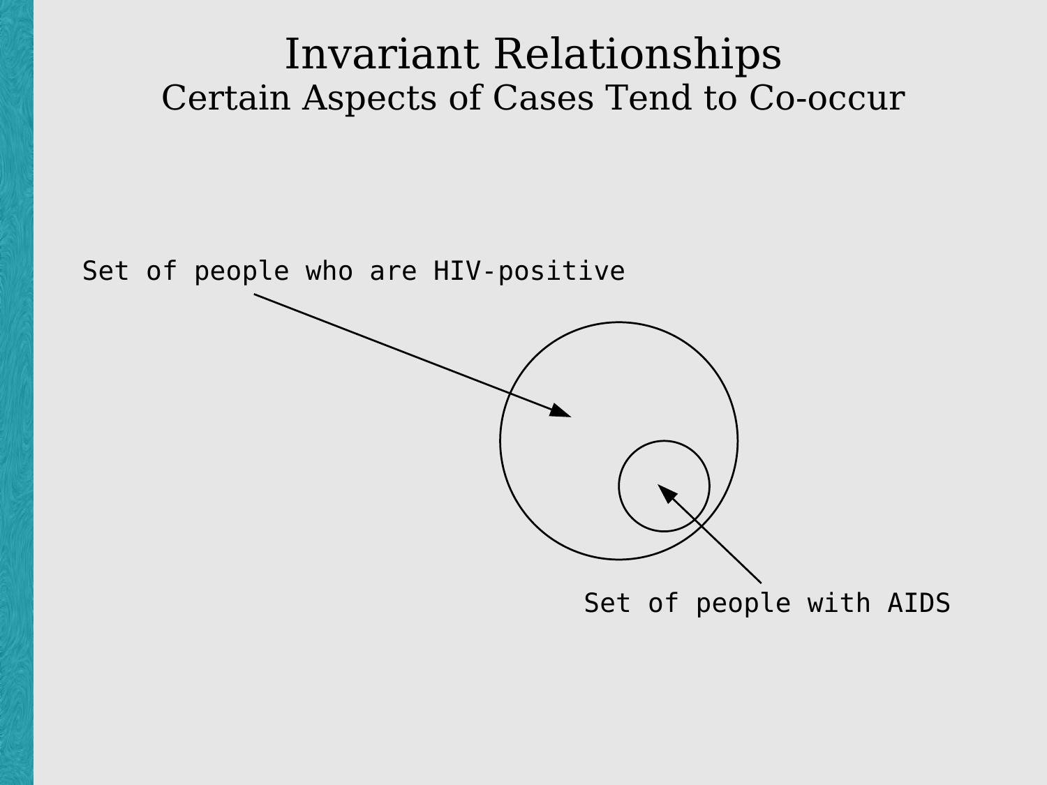# Invariant Relationships

## Certain Aspects of Cases Tend to Co-occur

Set of people who are HIV-positive

Set of people with AIDS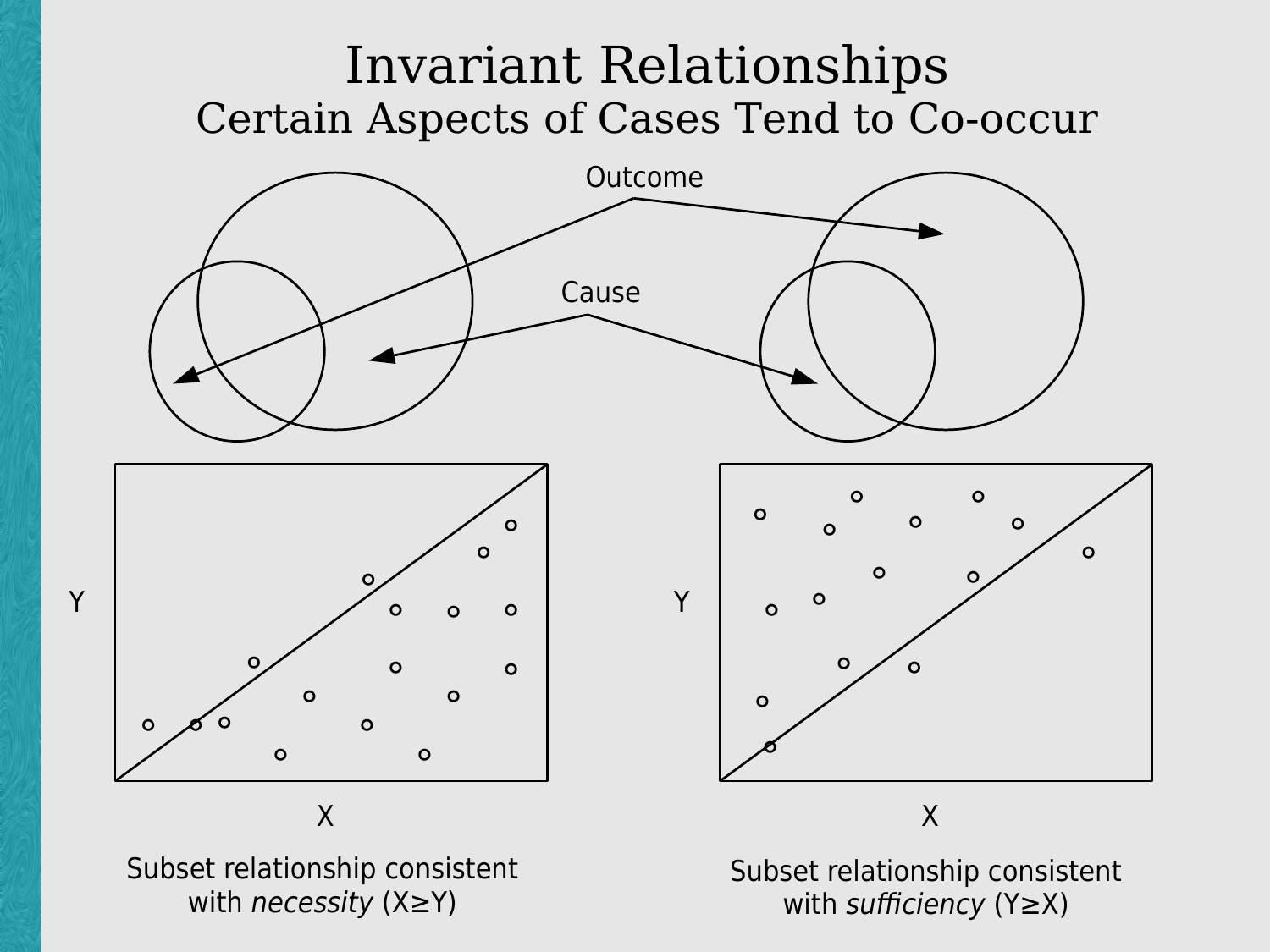# Invariant Relationships

## Certain Aspects of Cases Tend to Co-occur

Outcome

Cause

Y

X

Subset relationship consistent with *necessity* (X≥Y)

Y

X

Subset relationship consistent with *sufficiency* (Y≥X)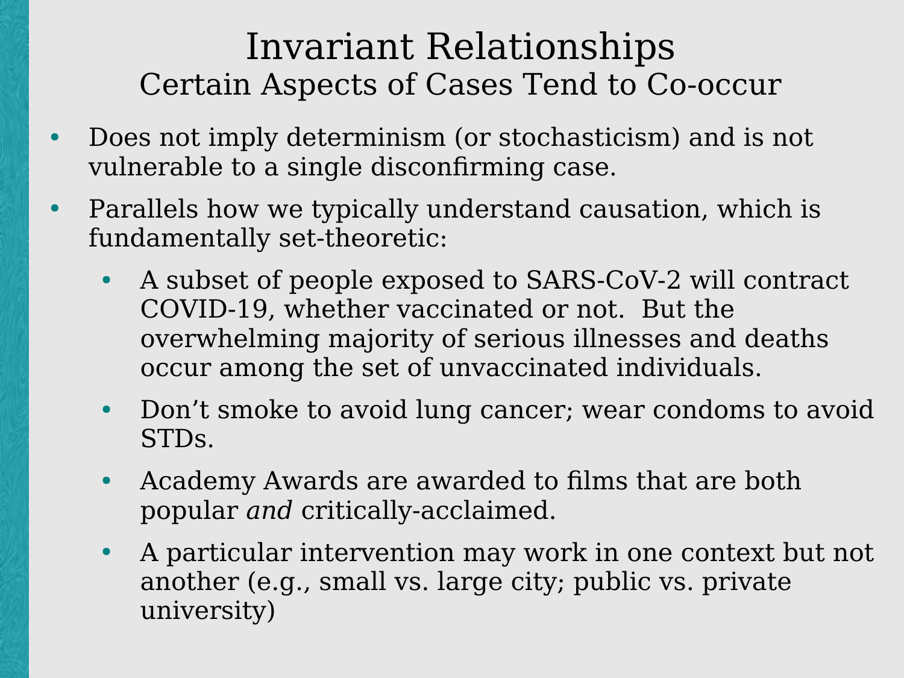# Invariant Relationships

## Certain Aspects of Cases Tend to Co-occur

- Does not imply determinism (or stochasticism) and is not vulnerable to a single disconfirming case.
- Parallels how we typically understand causation, which is fundamentally set-theoretic:
  - A subset of people exposed to SARS-CoV-2 will contract COVID-19, whether vaccinated or not. But the overwhelming majority of serious illnesses and deaths occur among the set of unvaccinated individuals.
  - Don't smoke to avoid lung cancer; wear condoms to avoid STDs.
  - Academy Awards are awarded to films that are both popular *and* critically-acclaimed.
  - A particular intervention may work in one context but not another (e.g., small vs. large city; public vs. private university)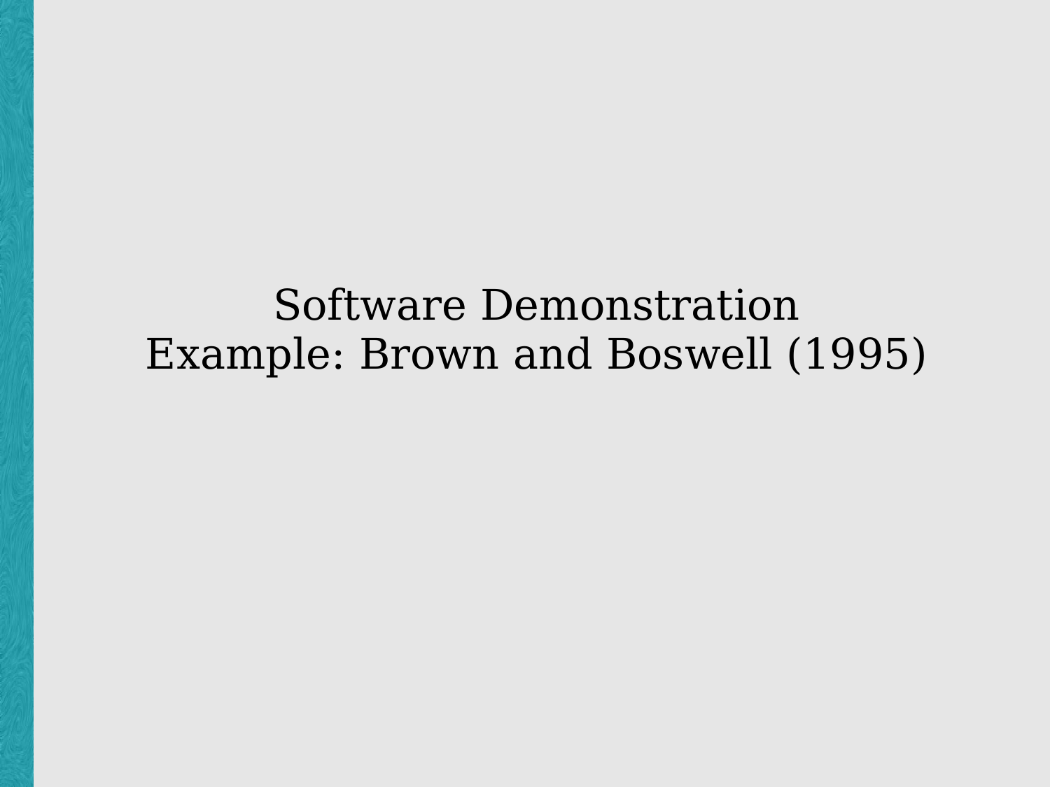Software Demonstration
Example: Brown and Boswell (1995)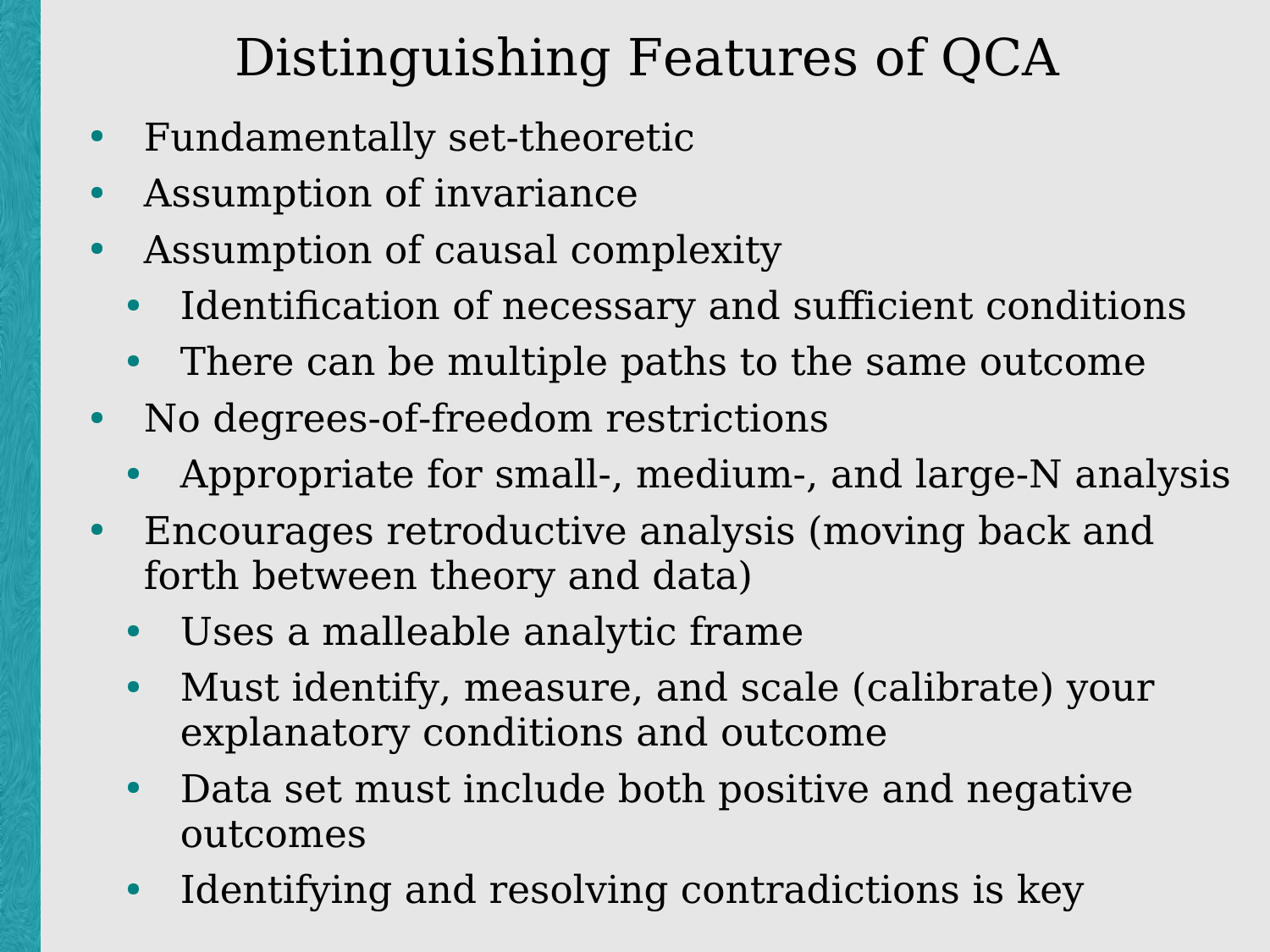# Distinguishing Features of QCA

- Fundamentally set-theoretic
- Assumption of invariance
- Assumption of causal complexity
  - Identification of necessary and sufficient conditions
  - There can be multiple paths to the same outcome
- No degrees-of-freedom restrictions
  - Appropriate for small-, medium-, and large-N analysis
- Encourages retroductive analysis (moving back and forth between theory and data)
  - Uses a malleable analytic frame
  - Must identify, measure, and scale (calibrate) your explanatory conditions and outcome
  - Data set must include both positive and negative outcomes
  - Identifying and resolving contradictions is key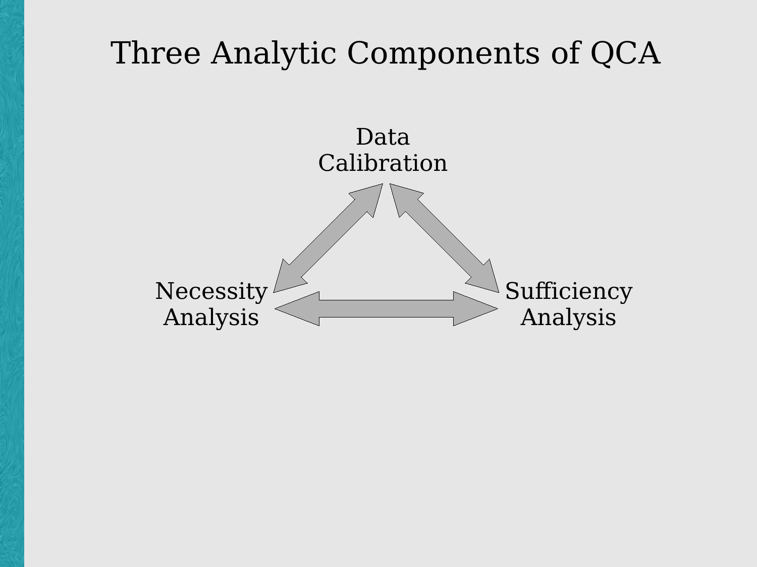# Three Analytic Components of QCA

Data Calibration

Necessity Analysis

Sufficiency Analysis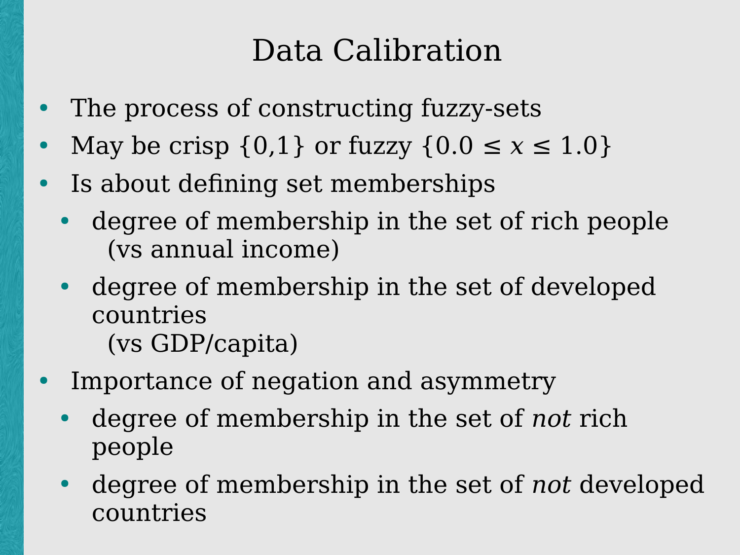# Data Calibration

- The process of constructing fuzzy-sets
- May be crisp {0,1} or fuzzy $\{0.0 \leq x \leq 1.0\}$
- Is about defining set memberships
  - degree of membership in the set of rich people (vs annual income)
  - degree of membership in the set of developed countries (vs GDP/capita)
- Importance of negation and asymmetry
  - degree of membership in the set of *not* rich people
  - degree of membership in the set of *not* developed countries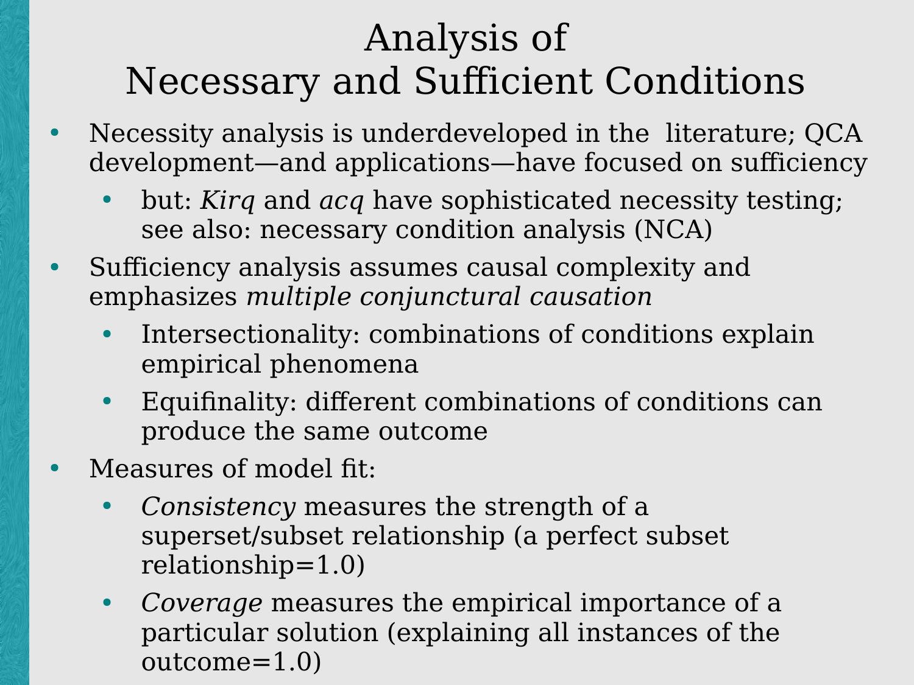# Analysis of Necessary and Sufficient Conditions

- Necessity analysis is underdeveloped in the literature; QCA development—and applications—have focused on sufficiency
  - but: *Kirq* and *acq* have sophisticated necessity testing; see also: necessary condition analysis (NCA)
- Sufficiency analysis assumes causal complexity and emphasizes *multiple conjunctural causation*
  - Intersectionality: combinations of conditions explain empirical phenomena
  - Equifinality: different combinations of conditions can produce the same outcome
- Measures of model fit:
  - *Consistency* measures the strength of a superset/subset relationship (a perfect subset relationship=1.0)
  - *Coverage* measures the empirical importance of a particular solution (explaining all instances of the outcome=1.0)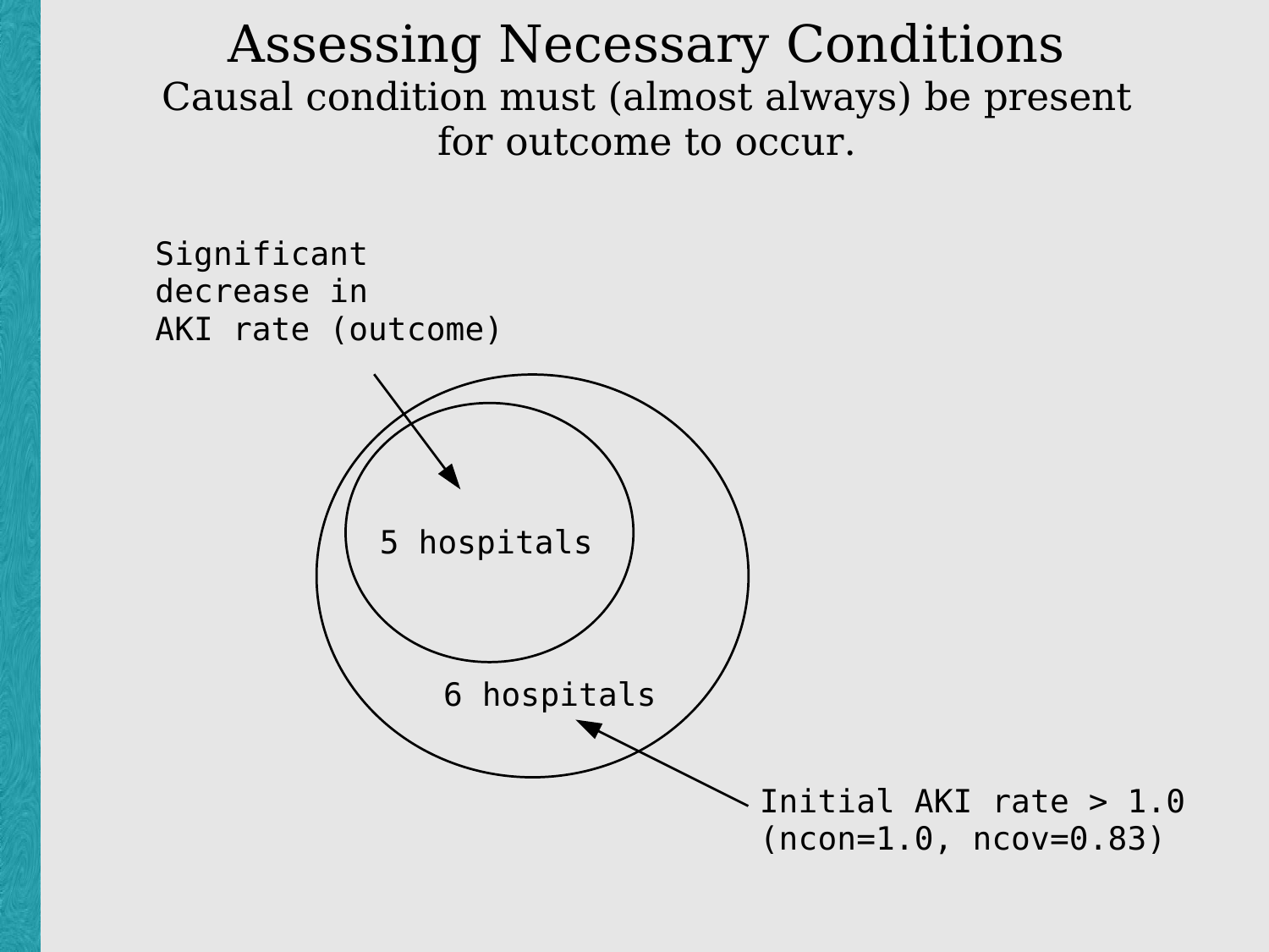# Assessing Necessary Conditions

Causal condition must (almost always) be present for outcome to occur.

Significant decrease in AKI rate (outcome)

5 hospitals

6 hospitals

Initial AKI rate > 1.0 (ncon=1.0, ncov=0.83)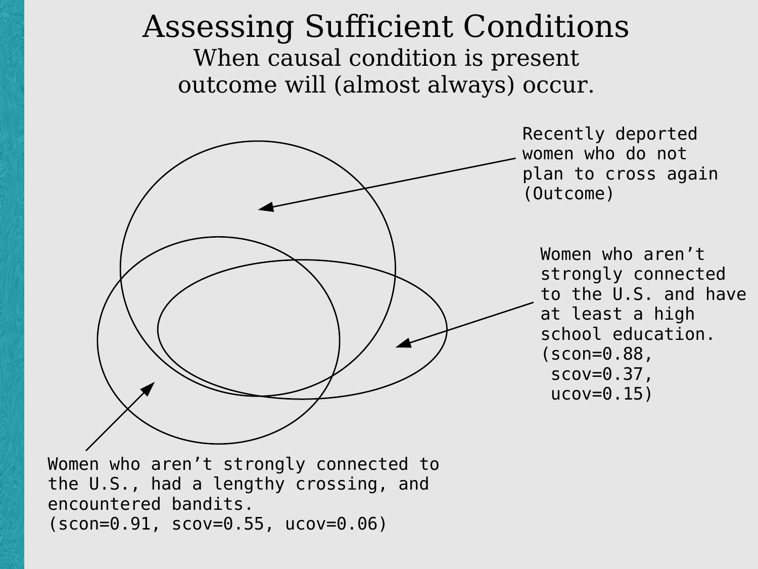# Assessing Sufficient Conditions

## When causal condition is present outcome will (almost always) occur.

Recently deported women who do not plan to cross again (Outcome)

Women who aren't strongly connected to the U.S. and have at least a high school education. (scon=0.88, scov=0.37, ucov=0.15)

Women who aren't strongly connected to the U.S., had a lengthy crossing, and encountered bandits. (scon=0.91, scov=0.55, ucov=0.06)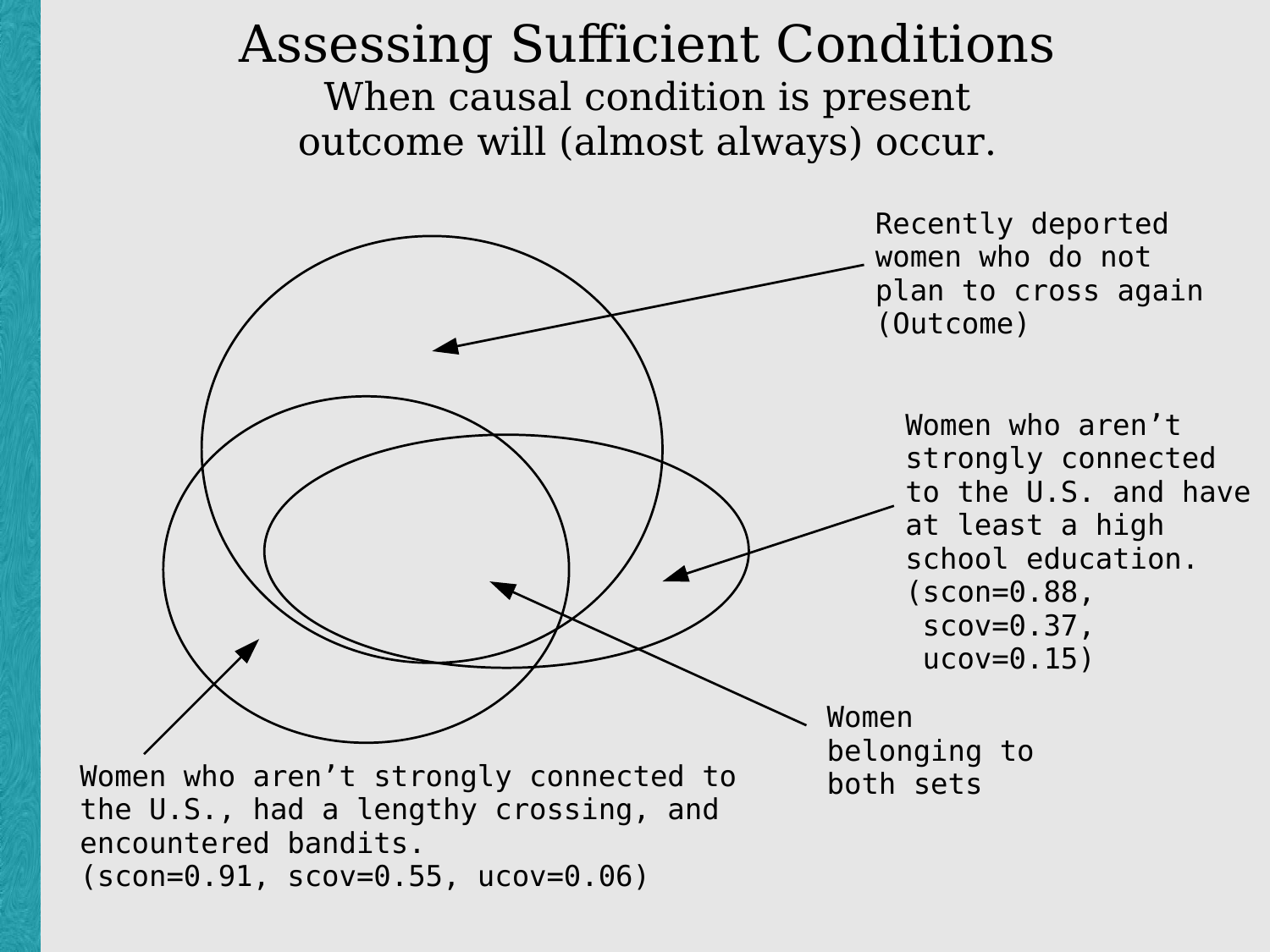# Assessing Sufficient Conditions

When causal condition is present outcome will (almost always) occur.

Recently deported women who do not plan to cross again (Outcome)

Women who aren't strongly connected to the U.S. and have at least a high school education. (scon=0.88, scov=0.37, ucov=0.15)

Women belonging to both sets

Women who aren't strongly connected to the U.S., had a lengthy crossing, and encountered bandits. (scon=0.91, scov=0.55, ucov=0.06)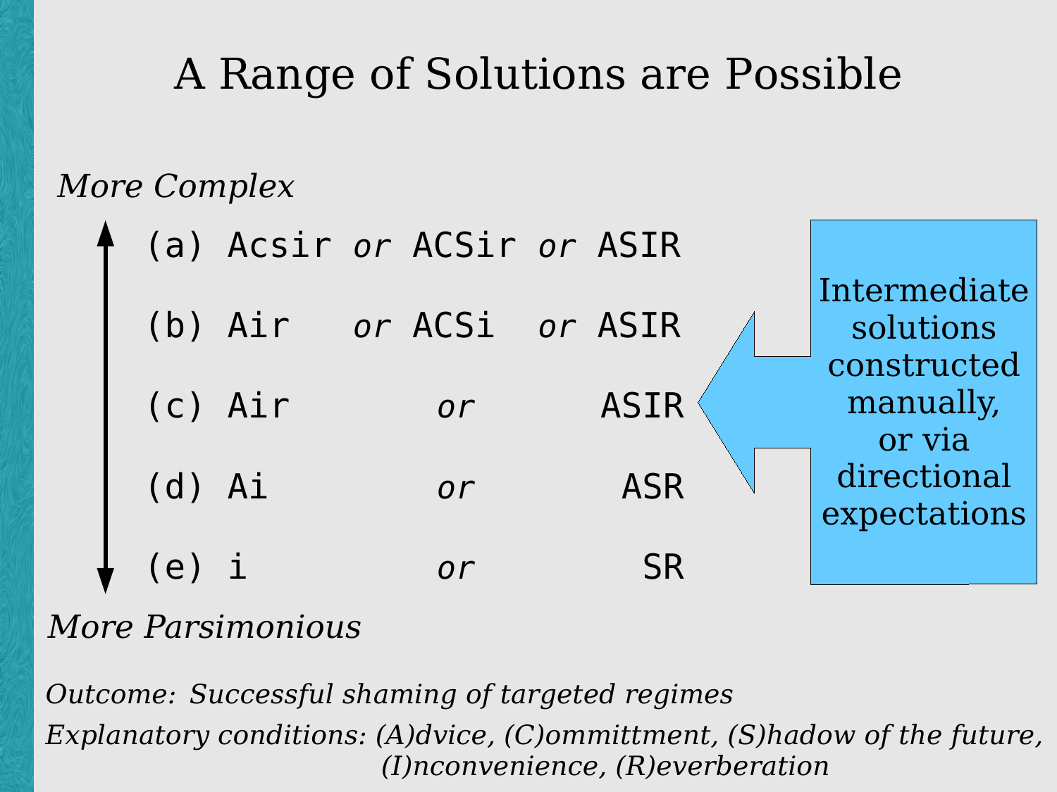# A Range of Solutions are Possible

*More Complex*

```
(a) Acsir or ACSir or ASIR
(b) Air   or ACSi  or ASIR
(c) Air        or      ASIR
(d) Ai         or       ASR
(e) i          or        SR
```

*More Parsimonious*

Intermediate solutions constructed manually, or via directional expectations

*Outcome: Successful shaming of targeted regimes*

*Explanatory conditions: (A)dvice, (C)ommittment, (S)hadow of the future, (I)nconvenience, (R)everberation*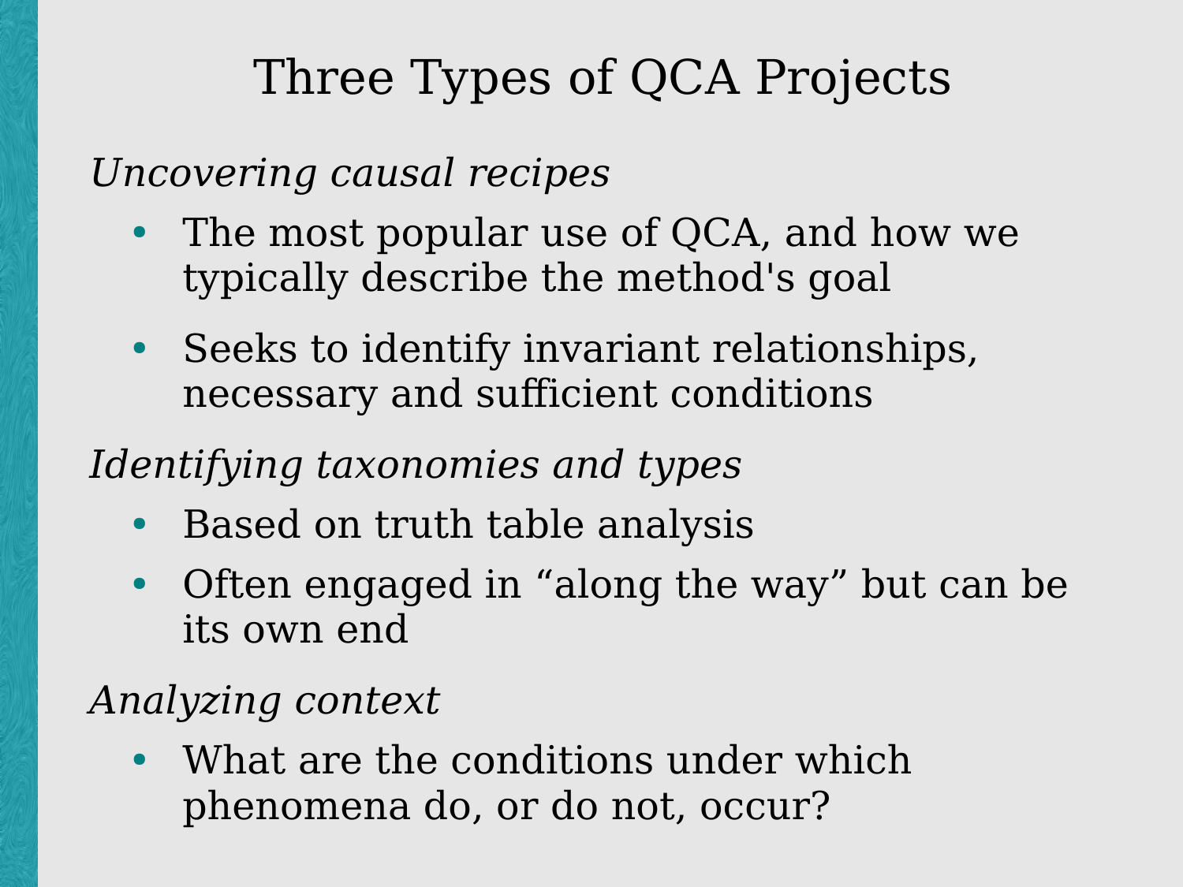# Three Types of QCA Projects

*Uncovering causal recipes*

- The most popular use of QCA, and how we typically describe the method's goal
- Seeks to identify invariant relationships, necessary and sufficient conditions

*Identifying taxonomies and types*

- Based on truth table analysis
- Often engaged in “along the way” but can be its own end

*Analyzing context*

- What are the conditions under which phenomena do, or do not, occur?